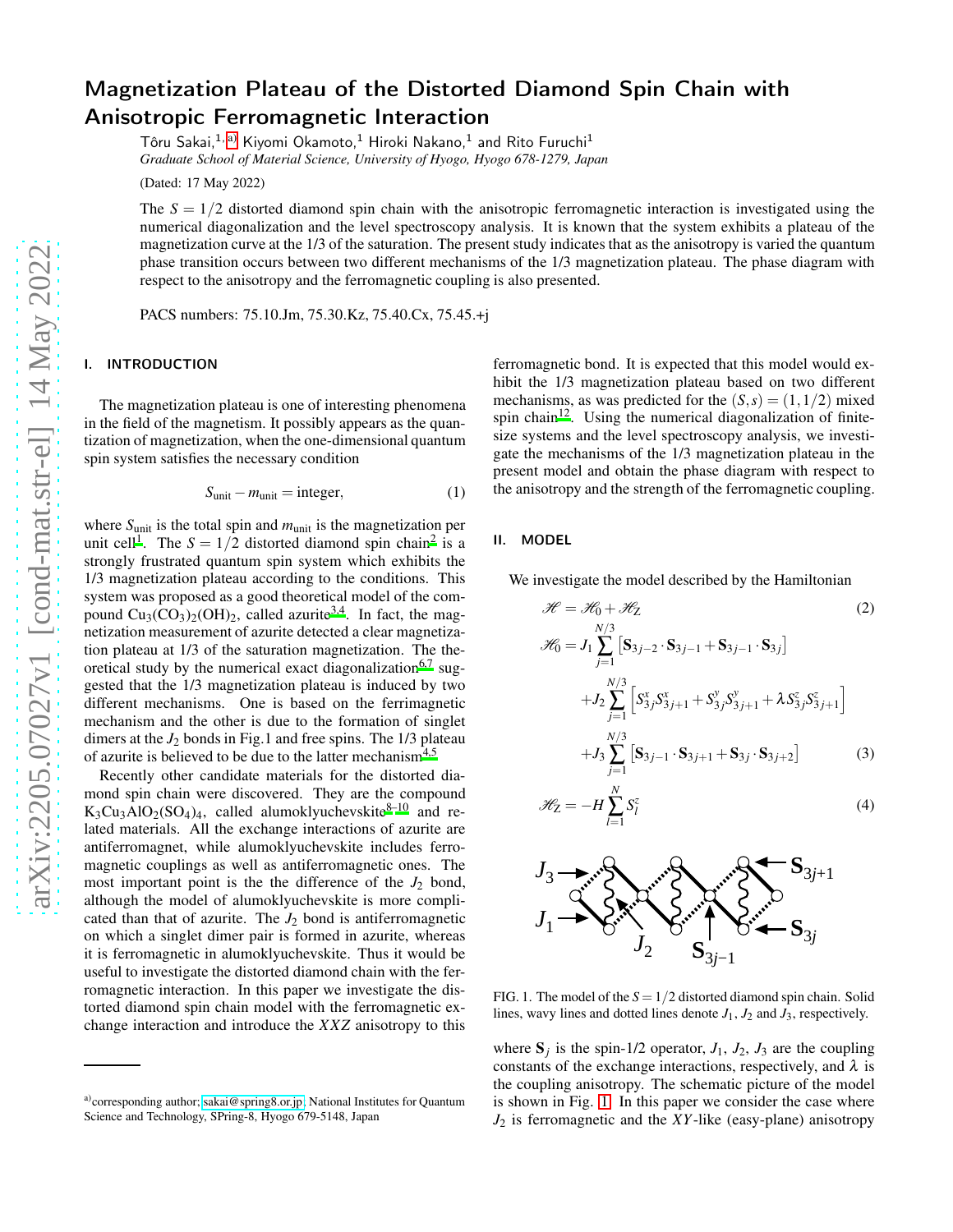# Magnetization Plateau of the Distorted Diamond Spin Chain with Anisotropic Ferromagnetic Interaction

Tôru Sakai,[1,a] Kiyomi Okamoto,[1] Hiroki Nakano,[1] and Rito Furuchi[1]

*Graduate School of Material Science, University of Hyogo, Hyogo 678-1279, Japan*

(Dated: 17 May 2022)

The $S = 1/2$ distorted diamond spin chain with the anisotropic ferromagnetic interaction is investigated using the numerical diagonalization and the level spectroscopy analysis. It is known that the system exhibits a plateau of the magnetization curve at the 1/3 of the saturation. The present study indicates that as the anisotropy is varied the quantum phase transition occurs between two different mechanisms of the 1/3 magnetization plateau. The phase diagram with respect to the anisotropy and the ferromagnetic coupling is also presented.

PACS numbers: 75.10.Jm, 75.30.Kz, 75.40.Cx, 75.45.+j

## I. INTRODUCTION

The magnetization plateau is one of interesting phenomena in the field of the magnetism. It possibly appears as the quantization of magnetization, when the one-dimensional quantum spin system satisfies the necessary condition

$$S_{\rm unit} - m_{\rm unit} = \text{integer}, \tag{1}$$

where $S_{\rm unit}$ is the total spin and $m_{\rm unit}$ is the magnetization per unit cell[1]. The $S = 1/2$ distorted diamond spin chain[2] is a strongly frustrated quantum spin system which exhibits the 1/3 magnetization plateau according to the conditions. This system was proposed as a good theoretical model of the compound $\mathrm{Cu_3(CO_3)_2(OH)_2}$, called azurite[3,4]. In fact, the magnetization measurement of azurite detected a clear magnetization plateau at 1/3 of the saturation magnetization. The theoretical study by the numerical exact diagonalization[6,7] suggested that the 1/3 magnetization plateau is induced by two different mechanisms. One is based on the ferrimagnetic mechanism and the other is due to the formation of singlet dimers at the $J_2$ bonds in Fig.1 and free spins. The 1/3 plateau of azurite is believed to be due to the latter mechanism[4,5].

Recently other candidate materials for the distorted diamond spin chain were discovered. They are the compound $\mathrm{K_3Cu_3AlO_2(SO_4)_4}$, called alumoklyuchevskite[8–10] and related materials. All the exchange interactions of azurite are antiferromagnet, while alumoklyuchevskite includes ferromagnetic couplings as well as antiferromagnetic ones. The most important point is the the difference of the $J_2$ bond, although the model of alumoklyuchevskite is more complicated than that of azurite. The $J_2$ bond is antiferromagnetic on which a singlet dimer pair is formed in azurite, whereas it is ferromagnetic in alumoklyuchevskite. Thus it would be useful to investigate the distorted diamond chain with the ferromagnetic interaction. In this paper we investigate the distorted diamond spin chain model with the ferromagnetic exchange interaction and introduce the $XXZ$ anisotropy to this ferromagnetic bond. It is expected that this model would exhibit the 1/3 magnetization plateau based on two different mechanisms, as was predicted for the $(S,s) = (1,1/2)$ mixed spin chain[12]. Using the numerical diagonalization of finite-size systems and the level spectroscopy analysis, we investigate the mechanisms of the 1/3 magnetization plateau in the present model and obtain the phase diagram with respect to the anisotropy and the strength of the ferromagnetic coupling.

## II. MODEL

We investigate the model described by the Hamiltonian

$$\mathscr{H} = \mathscr{H}_0 + \mathscr{H}_{\rm Z} \tag{2}$$

$$\begin{aligned}
\mathscr{H}_0 = {} & J_1 \sum_{j=1}^{N/3} \left[ \mathbf{S}_{3j-2} \cdot \mathbf{S}_{3j-1} + \mathbf{S}_{3j-1} \cdot \mathbf{S}_{3j} \right] \\
& + J_2 \sum_{j=1}^{N/3} \left[ S_{3j}^x S_{3j+1}^x + S_{3j}^y S_{3j+1}^y + \lambda S_{3j}^z S_{3j+1}^z \right] \\
& + J_3 \sum_{j=1}^{N/3} \left[ \mathbf{S}_{3j-1} \cdot \mathbf{S}_{3j+1} + \mathbf{S}_{3j} \cdot \mathbf{S}_{3j+2} \right]
\end{aligned} \tag{3}$$

$$\mathscr{H}_{\rm Z} = -H \sum_{l=1}^{N} S_l^z \tag{4}$$

FIG. 1. The model of the $S = 1/2$ distorted diamond spin chain. Solid lines, wavy lines and dotted lines denote $J_1$, $J_2$ and $J_3$, respectively.

where $\mathbf{S}_j$ is the spin-1/2 operator, $J_1$, $J_2$, $J_3$ are the coupling constants of the exchange interactions, respectively, and $\lambda$ is the coupling anisotropy. The schematic picture of the model is shown in Fig. 1. In this paper we consider the case where $J_2$ is ferromagnetic and the $XY$-like (easy-plane) anisotropy

---

[a] corresponding author: sakai@spring8.or.jp; National Institutes for Quantum Science and Technology, SPring-8, Hyogo 679-5148, Japan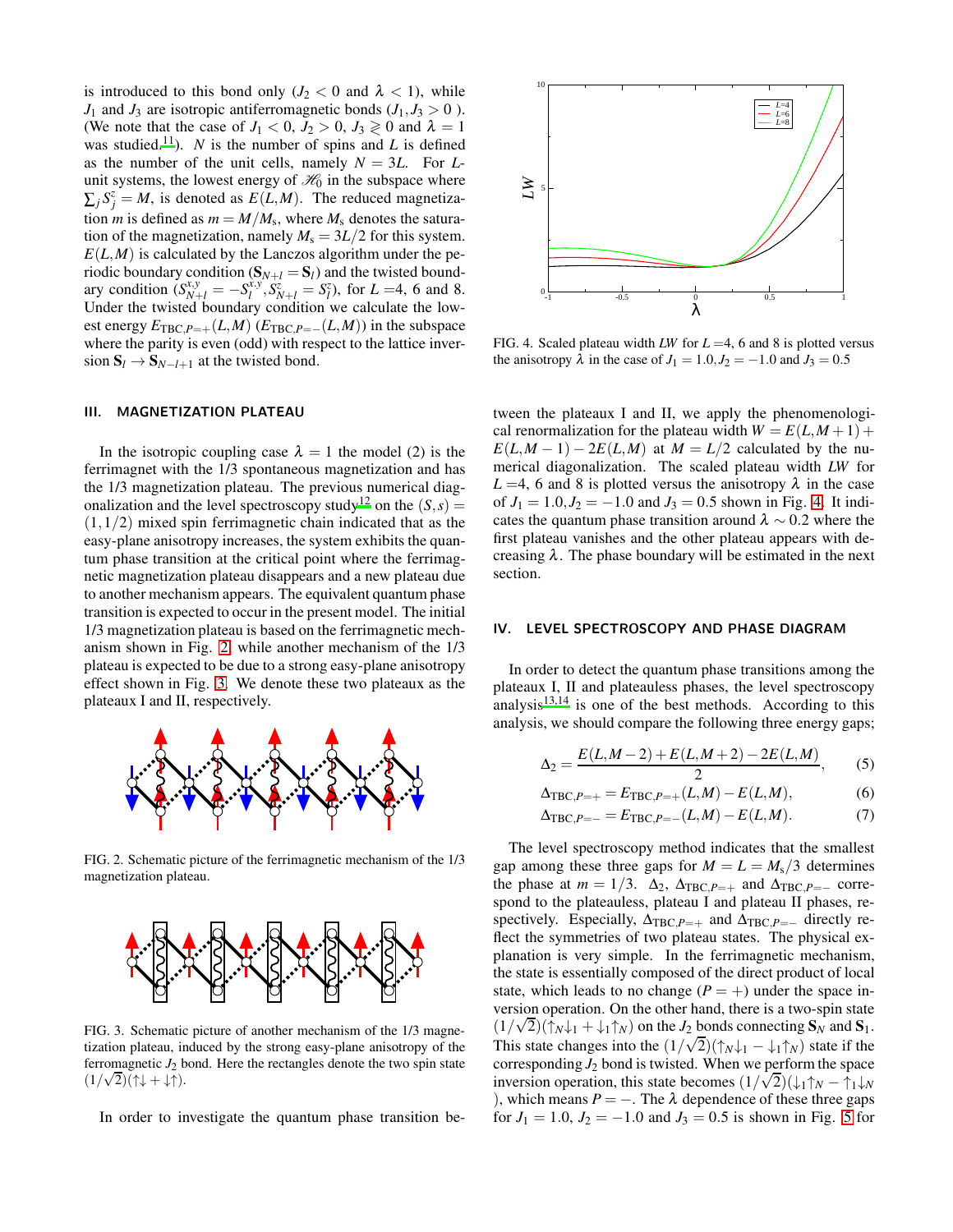is introduced to this bond only ($J_2 < 0$ and $\lambda < 1$), while $J_1$ and $J_3$ are isotropic antiferromagnetic bonds ($J_1, J_3 > 0$ ). (We note that the case of $J_1 < 0$, $J_2 > 0$, $J_3 \gtrless 0$ and $\lambda = 1$ was studied.[11]). $N$ is the number of spins and $L$ is defined as the number of the unit cells, namely $N = 3L$. For $L$-unit systems, the lowest energy of $\mathscr{H}_0$ in the subspace where $\sum_j S_j^z = M$, is denoted as $E(L,M)$. The reduced magnetization $m$ is defined as $m = M/M_s$, where $M_s$ denotes the saturation of the magnetization, namely $M_s = 3L/2$ for this system. $E(L,M)$ is calculated by the Lanczos algorithm under the periodic boundary condition ($\mathbf{S}_{N+l} = \mathbf{S}_l$) and the twisted boundary condition ($S_{N+l}^{x,y} = -S_l^{x,y}, S_{N+l}^z = S_l^z$), for $L$ =4, 6 and 8. Under the twisted boundary condition we calculate the lowest energy $E_{\mathrm{TBC},P=+}(L,M)$ ($E_{\mathrm{TBC},P=-}(L,M)$) in the subspace where the parity is even (odd) with respect to the lattice inversion $\mathbf{S}_l \rightarrow \mathbf{S}_{N-l+1}$ at the twisted bond.

## III. MAGNETIZATION PLATEAU

In the isotropic coupling case $\lambda = 1$ the model (2) is the ferrimagnet with the 1/3 spontaneous magnetization and has the 1/3 magnetization plateau. The previous numerical diagonalization and the level spectroscopy study[12] on the $(S,s) = (1,1/2)$ mixed spin ferrimagnetic chain indicated that as the easy-plane anisotropy increases, the system exhibits the quantum phase transition at the critical point where the ferrimagnetic magnetization plateau disappears and a new plateau due to another mechanism appears. The equivalent quantum phase transition is expected to occur in the present model. The initial 1/3 magnetization plateau is based on the ferrimagnetic mechanism shown in Fig. 2, while another mechanism of the 1/3 plateau is expected to be due to a strong easy-plane anisotropy effect shown in Fig. 3. We denote these two plateaux as the plateaux I and II, respectively.

FIG. 2. Schematic picture of the ferrimagnetic mechanism of the 1/3 magnetization plateau.

FIG. 3. Schematic picture of another mechanism of the 1/3 magnetization plateau, induced by the strong easy-plane anisotropy of the ferromagnetic $J_2$ bond. Here the rectangles denote the two spin state $(1/\sqrt{2})(\uparrow\downarrow + \downarrow\uparrow)$.

In order to investigate the quantum phase transition between the plateaux I and II, we apply the phenomenological renormalization for the plateau width $W = E(L,M+1) + E(L,M-1) - 2E(L,M)$ at $M = L/2$ calculated by the numerical diagonalization. The scaled plateau width $LW$ for $L$ =4, 6 and 8 is plotted versus the anisotropy $\lambda$ in the case of $J_1 = 1.0, J_2 = -1.0$ and $J_3 = 0.5$ shown in Fig. 4. It indicates the quantum phase transition around $\lambda \sim 0.2$ where the first plateau vanishes and the other plateau appears with decreasing $\lambda$. The phase boundary will be estimated in the next section.

FIG. 4. Scaled plateau width $LW$ for $L$ =4, 6 and 8 is plotted versus the anisotropy $\lambda$ in the case of $J_1 = 1.0, J_2 = -1.0$ and $J_3 = 0.5$

## IV. LEVEL SPECTROSCOPY AND PHASE DIAGRAM

In order to detect the quantum phase transitions among the plateaux I, II and plateauless phases, the level spectroscopy analysis[13,14] is one of the best methods. According to this analysis, we should compare the following three energy gaps;

$$\Delta_2 = \frac{E(L,M-2) + E(L,M+2) - 2E(L,M)}{2}, \qquad (5)$$

$$\Delta_{\mathrm{TBC},P=+} = E_{\mathrm{TBC},P=+}(L,M) - E(L,M), \qquad (6)$$

$$\Delta_{\mathrm{TBC},P=-} = E_{\mathrm{TBC},P=-}(L,M) - E(L,M). \qquad (7)$$

The level spectroscopy method indicates that the smallest gap among these three gaps for $M = L = M_s/3$ determines the phase at $m = 1/3$. $\Delta_2$, $\Delta_{\mathrm{TBC},P=+}$ and $\Delta_{\mathrm{TBC},P=-}$ correspond to the plateauless, plateau I and plateau II phases, respectively. Especially, $\Delta_{\mathrm{TBC},P=+}$ and $\Delta_{\mathrm{TBC},P=-}$ directly reflect the symmetries of two plateau states. The physical explanation is very simple. In the ferrimagnetic mechanism, the state is essentially composed of the direct product of local state, which leads to no change ($P = +$) under the space inversion operation. On the other hand, there is a two-spin state $(1/\sqrt{2})(\uparrow_N\downarrow_1 + \downarrow_1\uparrow_N)$ on the $J_2$ bonds connecting $\mathbf{S}_N$ and $\mathbf{S}_1$. This state changes into the $(1/\sqrt{2})(\uparrow_N\downarrow_1 - \downarrow_1\uparrow_N)$ state if the corresponding $J_2$ bond is twisted. When we perform the space inversion operation, this state becomes $(1/\sqrt{2})(\downarrow_1\uparrow_N - \uparrow_1\downarrow_N$ ), which means $P = -$. The $\lambda$ dependence of these three gaps for $J_1 = 1.0$, $J_2 = -1.0$ and $J_3 = 0.5$ is shown in Fig. 5 for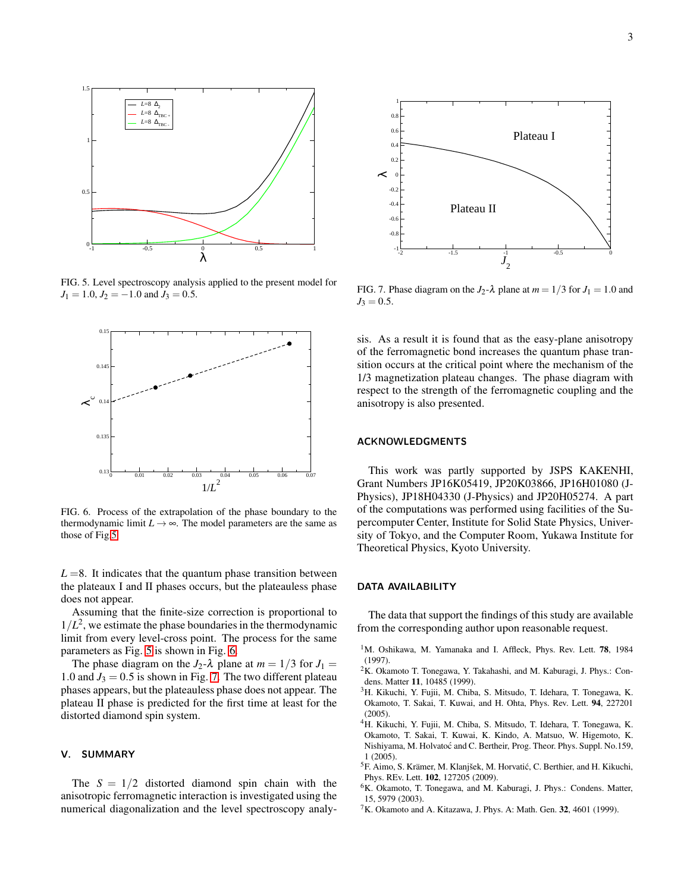FIG. 5. Level spectroscopy analysis applied to the present model for $J_1 = 1.0$, $J_2 = -1.0$ and $J_3 = 0.5$.

FIG. 6. Process of the extrapolation of the phase boundary to the thermodynamic limit $L \to \infty$. The model parameters are the same as those of Fig.5.

$L$ =8. It indicates that the quantum phase transition between the plateaux I and II phases occurs, but the plateauless phase does not appear.

Assuming that the finite-size correction is proportional to $1/L^2$, we estimate the phase boundaries in the thermodynamic limit from every level-cross point. The process for the same parameters as Fig. 5 is shown in Fig. 6.

The phase diagram on the $J_2$-$\lambda$ plane at $m = 1/3$ for $J_1 = 1.0$ and $J_3 = 0.5$ is shown in Fig. 7. The two different plateau phases appears, but the plateauless phase does not appear. The plateau II phase is predicted for the first time at least for the distorted diamond spin system.

## V. SUMMARY

The $S = 1/2$ distorted diamond spin chain with the anisotropic ferromagnetic interaction is investigated using the numerical diagonalization and the level spectroscopy analysis. As a result it is found that as the easy-plane anisotropy of the ferromagnetic bond increases the quantum phase transition occurs at the critical point where the mechanism of the 1/3 magnetization plateau changes. The phase diagram with respect to the strength of the ferromagnetic coupling and the anisotropy is also presented.

FIG. 7. Phase diagram on the $J_2$-$\lambda$ plane at $m = 1/3$ for $J_1 = 1.0$ and $J_3 = 0.5$.

## ACKNOWLEDGMENTS

This work was partly supported by JSPS KAKENHI, Grant Numbers JP16K05419, JP20K03866, JP16H01080 (J-Physics), JP18H04330 (J-Physics) and JP20H05274. A part of the computations was performed using facilities of the Supercomputer Center, Institute for Solid State Physics, University of Tokyo, and the Computer Room, Yukawa Institute for Theoretical Physics, Kyoto University.

## DATA AVAILABILITY

The data that support the findings of this study are available from the corresponding author upon reasonable request.

[1] M. Oshikawa, M. Yamanaka and I. Affleck, Phys. Rev. Lett. **78**, 1984 (1997).

[2] K. Okamoto T. Tonegawa, Y. Takahashi, and M. Kaburagi, J. Phys.: Condens. Matter **11**, 10485 (1999).

[3] H. Kikuchi, Y. Fujii, M. Chiba, S. Mitsudo, T. Idehara, T. Tonegawa, K. Okamoto, T. Sakai, T. Kuwai, and H. Ohta, Phys. Rev. Lett. **94**, 227201 (2005).

[4] H. Kikuchi, Y. Fujii, M. Chiba, S. Mitsudo, T. Idehara, T. Tonegawa, K. Okamoto, T. Sakai, T. Kuwai, K. Kindo, A. Matsuo, W. Higemoto, K. Nishiyama, M. Holvatoć and C. Bertheir, Prog. Theor. Phys. Suppl. No.159, 1 (2005).

[5] F. Aimo, S. Krämer, M. Klanjšek, M. Horvatić, C. Berthier, and H. Kikuchi, Phys. REv. Lett. **102**, 127205 (2009).

[6] K. Okamoto, T. Tonegawa, and M. Kaburagi, J. Phys.: Condens. Matter, 15, 5979 (2003).

[7] K. Okamoto and A. Kitazawa, J. Phys. A: Math. Gen. **32**, 4601 (1999).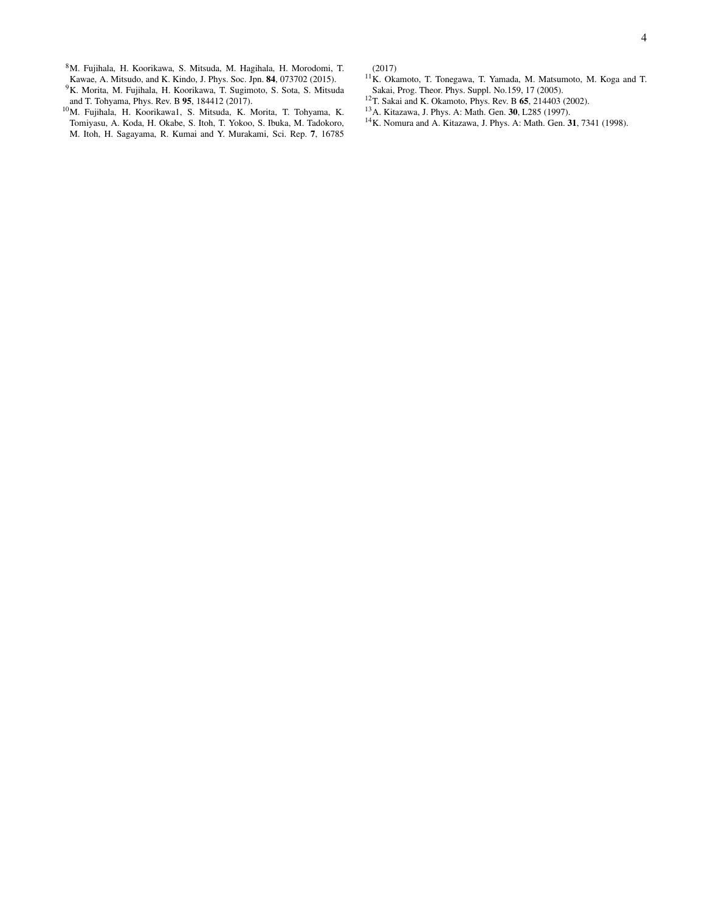[8]M. Fujihala, H. Koorikawa, S. Mitsuda, M. Hagihala, H. Morodomi, T. Kawae, A. Mitsudo, and K. Kindo, J. Phys. Soc. Jpn. **84**, 073702 (2015).

[9]K. Morita, M. Fujihala, H. Koorikawa, T. Sugimoto, S. Sota, S. Mitsuda and T. Tohyama, Phys. Rev. B **95**, 184412 (2017).

[10]M. Fujihala, H. Koorikawa1, S. Mitsuda, K. Morita, T. Tohyama, K. Tomiyasu, A. Koda, H. Okabe, S. Itoh, T. Yokoo, S. Ibuka, M. Tadokoro, M. Itoh, H. Sagayama, R. Kumai and Y. Murakami, Sci. Rep. **7**, 16785 (2017)

[11]K. Okamoto, T. Tonegawa, T. Yamada, M. Matsumoto, M. Koga and T. Sakai, Prog. Theor. Phys. Suppl. No.159, 17 (2005).

[12]T. Sakai and K. Okamoto, Phys. Rev. B **65**, 214403 (2002).

[13]A. Kitazawa, J. Phys. A: Math. Gen. **30**, L285 (1997).

[14]K. Nomura and A. Kitazawa, J. Phys. A: Math. Gen. **31**, 7341 (1998).